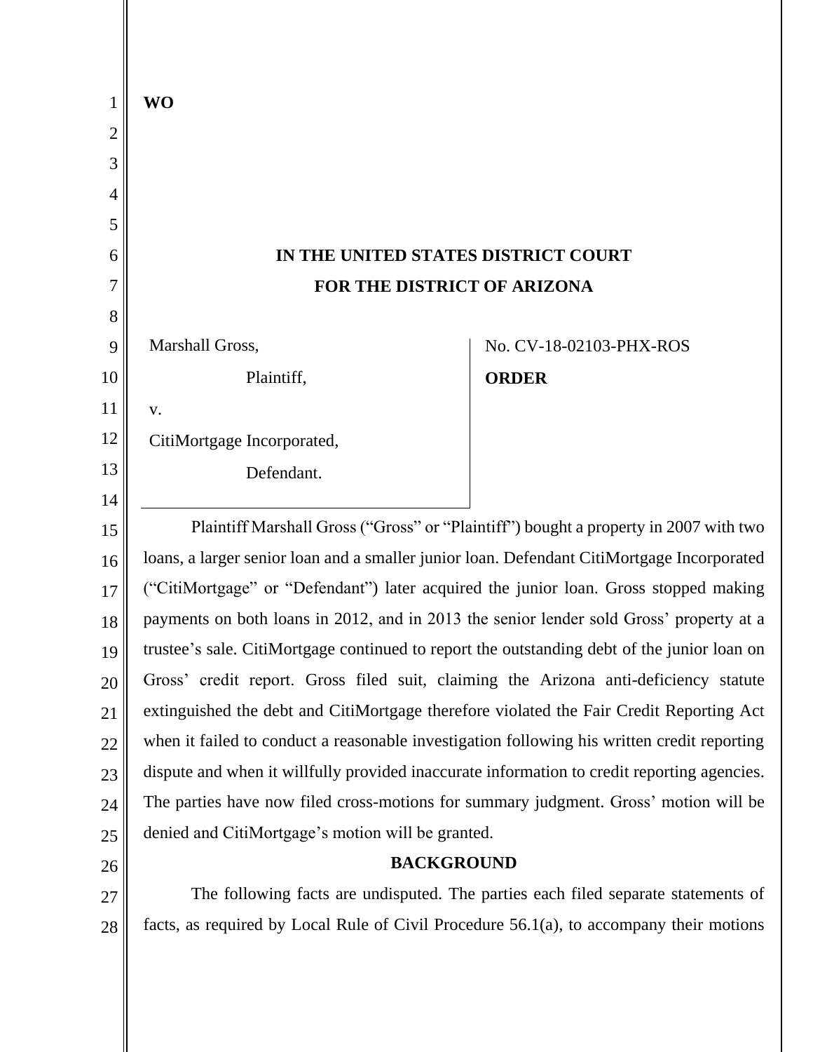WO

# IN THE UNITED STATES DISTRICT COURT
# FOR THE DISTRICT OF ARIZONA

Marshall Gross,

Plaintiff,

v.

CitiMortgage Incorporated,

Defendant.

No. CV-18-02103-PHX-ROS

**ORDER**

Plaintiff Marshall Gross ("Gross" or "Plaintiff") bought a property in 2007 with two loans, a larger senior loan and a smaller junior loan. Defendant CitiMortgage Incorporated ("CitiMortgage" or "Defendant") later acquired the junior loan. Gross stopped making payments on both loans in 2012, and in 2013 the senior lender sold Gross' property at a trustee's sale. CitiMortgage continued to report the outstanding debt of the junior loan on Gross' credit report. Gross filed suit, claiming the Arizona anti-deficiency statute extinguished the debt and CitiMortgage therefore violated the Fair Credit Reporting Act when it failed to conduct a reasonable investigation following his written credit reporting dispute and when it willfully provided inaccurate information to credit reporting agencies. The parties have now filed cross-motions for summary judgment. Gross' motion will be denied and CitiMortgage's motion will be granted.

## BACKGROUND

The following facts are undisputed. The parties each filed separate statements of facts, as required by Local Rule of Civil Procedure 56.1(a), to accompany their motions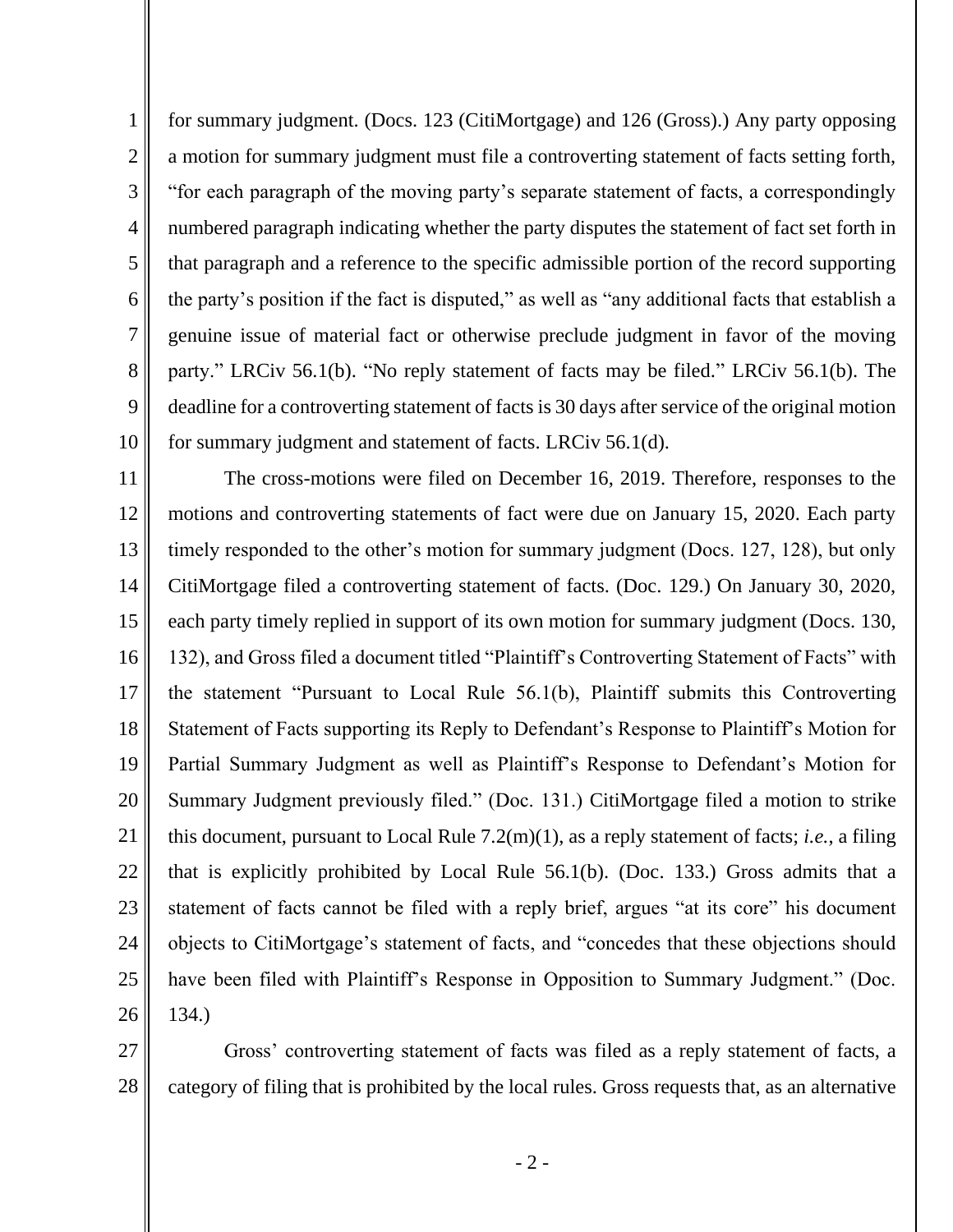for summary judgment. (Docs. 123 (CitiMortgage) and 126 (Gross).) Any party opposing a motion for summary judgment must file a controverting statement of facts setting forth, "for each paragraph of the moving party's separate statement of facts, a correspondingly numbered paragraph indicating whether the party disputes the statement of fact set forth in that paragraph and a reference to the specific admissible portion of the record supporting the party's position if the fact is disputed," as well as "any additional facts that establish a genuine issue of material fact or otherwise preclude judgment in favor of the moving party." LRCiv 56.1(b). "No reply statement of facts may be filed." LRCiv 56.1(b). The deadline for a controverting statement of facts is 30 days after service of the original motion for summary judgment and statement of facts. LRCiv 56.1(d).

The cross-motions were filed on December 16, 2019. Therefore, responses to the motions and controverting statements of fact were due on January 15, 2020. Each party timely responded to the other's motion for summary judgment (Docs. 127, 128), but only CitiMortgage filed a controverting statement of facts. (Doc. 129.) On January 30, 2020, each party timely replied in support of its own motion for summary judgment (Docs. 130, 132), and Gross filed a document titled "Plaintiff's Controverting Statement of Facts" with the statement "Pursuant to Local Rule 56.1(b), Plaintiff submits this Controverting Statement of Facts supporting its Reply to Defendant's Response to Plaintiff's Motion for Partial Summary Judgment as well as Plaintiff's Response to Defendant's Motion for Summary Judgment previously filed." (Doc. 131.) CitiMortgage filed a motion to strike this document, pursuant to Local Rule 7.2(m)(1), as a reply statement of facts; *i.e.*, a filing that is explicitly prohibited by Local Rule 56.1(b). (Doc. 133.) Gross admits that a statement of facts cannot be filed with a reply brief, argues "at its core" his document objects to CitiMortgage's statement of facts, and "concedes that these objections should have been filed with Plaintiff's Response in Opposition to Summary Judgment." (Doc. 134.)

Gross' controverting statement of facts was filed as a reply statement of facts, a category of filing that is prohibited by the local rules. Gross requests that, as an alternative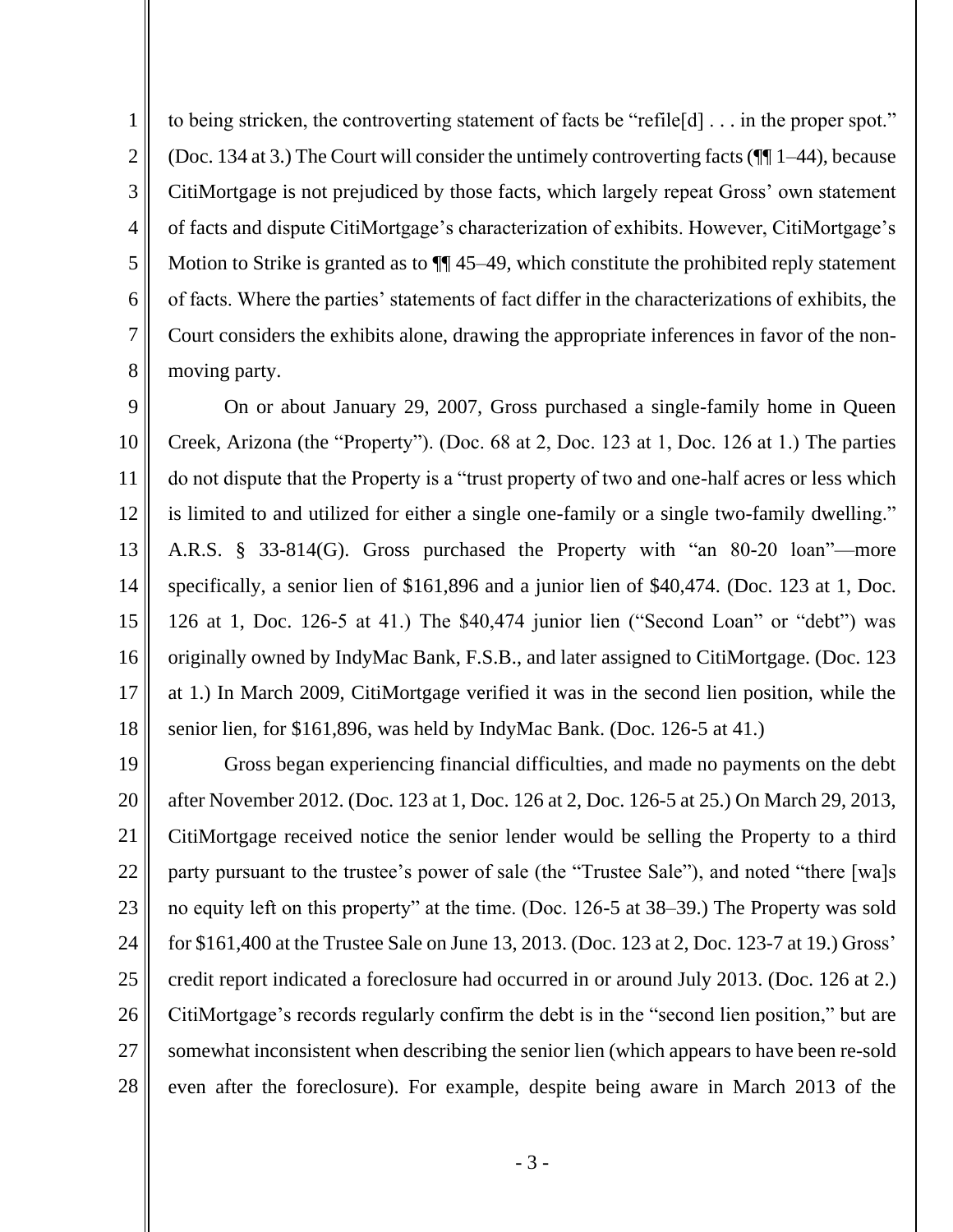to being stricken, the controverting statement of facts be "refile[d] . . . in the proper spot." (Doc. 134 at 3.) The Court will consider the untimely controverting facts (¶¶ 1–44), because CitiMortgage is not prejudiced by those facts, which largely repeat Gross' own statement of facts and dispute CitiMortgage's characterization of exhibits. However, CitiMortgage's Motion to Strike is granted as to ¶¶ 45–49, which constitute the prohibited reply statement of facts. Where the parties' statements of fact differ in the characterizations of exhibits, the Court considers the exhibits alone, drawing the appropriate inferences in favor of the non-moving party.

On or about January 29, 2007, Gross purchased a single-family home in Queen Creek, Arizona (the "Property"). (Doc. 68 at 2, Doc. 123 at 1, Doc. 126 at 1.) The parties do not dispute that the Property is a "trust property of two and one-half acres or less which is limited to and utilized for either a single one-family or a single two-family dwelling." A.R.S. § 33-814(G). Gross purchased the Property with "an 80-20 loan"—more specifically, a senior lien of $161,896 and a junior lien of $40,474. (Doc. 123 at 1, Doc. 126 at 1, Doc. 126-5 at 41.) The $40,474 junior lien ("Second Loan" or "debt") was originally owned by IndyMac Bank, F.S.B., and later assigned to CitiMortgage. (Doc. 123 at 1.) In March 2009, CitiMortgage verified it was in the second lien position, while the senior lien, for $161,896, was held by IndyMac Bank. (Doc. 126-5 at 41.)

Gross began experiencing financial difficulties, and made no payments on the debt after November 2012. (Doc. 123 at 1, Doc. 126 at 2, Doc. 126-5 at 25.) On March 29, 2013, CitiMortgage received notice the senior lender would be selling the Property to a third party pursuant to the trustee's power of sale (the "Trustee Sale"), and noted "there [wa]s no equity left on this property" at the time. (Doc. 126-5 at 38–39.) The Property was sold for $161,400 at the Trustee Sale on June 13, 2013. (Doc. 123 at 2, Doc. 123-7 at 19.) Gross' credit report indicated a foreclosure had occurred in or around July 2013. (Doc. 126 at 2.) CitiMortgage's records regularly confirm the debt is in the "second lien position," but are somewhat inconsistent when describing the senior lien (which appears to have been re-sold even after the foreclosure). For example, despite being aware in March 2013 of the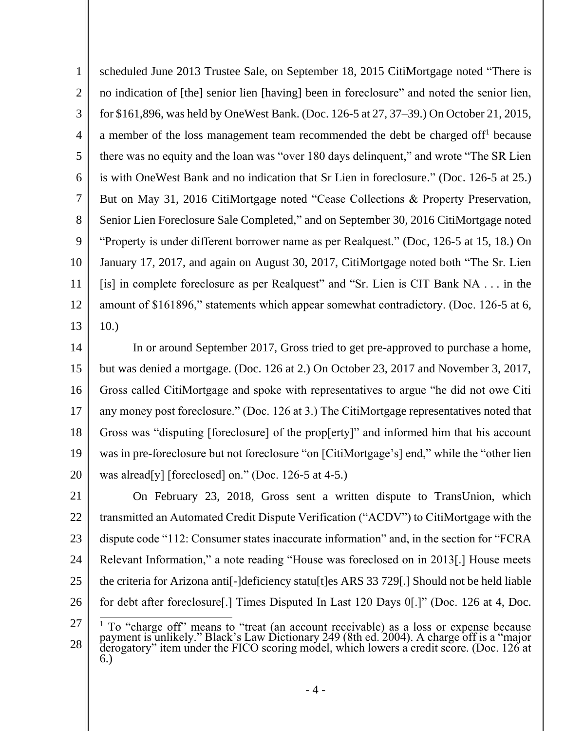scheduled June 2013 Trustee Sale, on September 18, 2015 CitiMortgage noted "There is no indication of [the] senior lien [having] been in foreclosure" and noted the senior lien, for $161,896, was held by OneWest Bank. (Doc. 126-5 at 27, 37–39.) On October 21, 2015, a member of the loss management team recommended the debt be charged off[1] because there was no equity and the loan was "over 180 days delinquent," and wrote "The SR Lien is with OneWest Bank and no indication that Sr Lien in foreclosure." (Doc. 126-5 at 25.) But on May 31, 2016 CitiMortgage noted "Cease Collections & Property Preservation, Senior Lien Foreclosure Sale Completed," and on September 30, 2016 CitiMortgage noted "Property is under different borrower name as per Realquest." (Doc, 126-5 at 15, 18.) On January 17, 2017, and again on August 30, 2017, CitiMortgage noted both "The Sr. Lien [is] in complete foreclosure as per Realquest" and "Sr. Lien is CIT Bank NA . . . in the amount of $161896," statements which appear somewhat contradictory. (Doc. 126-5 at 6, 10.)

In or around September 2017, Gross tried to get pre-approved to purchase a home, but was denied a mortgage. (Doc. 126 at 2.) On October 23, 2017 and November 3, 2017, Gross called CitiMortgage and spoke with representatives to argue "he did not owe Citi any money post foreclosure." (Doc. 126 at 3.) The CitiMortgage representatives noted that Gross was "disputing [foreclosure] of the prop[erty]" and informed him that his account was in pre-foreclosure but not foreclosure "on [CitiMortgage's] end," while the "other lien was alread[y] [foreclosed] on." (Doc. 126-5 at 4-5.)

On February 23, 2018, Gross sent a written dispute to TransUnion, which transmitted an Automated Credit Dispute Verification ("ACDV") to CitiMortgage with the dispute code "112: Consumer states inaccurate information" and, in the section for "FCRA Relevant Information," a note reading "House was foreclosed on in 2013[.] House meets the criteria for Arizona anti[-]deficiency statu[t]es ARS 33 729[.] Should not be held liable for debt after foreclosure[.] Times Disputed In Last 120 Days 0[.]" (Doc. 126 at 4, Doc.

[1] To "charge off" means to "treat (an account receivable) as a loss or expense because payment is unlikely." Black's Law Dictionary 249 (8th ed. 2004). A charge off is a "major derogatory" item under the FICO scoring model, which lowers a credit score. (Doc. 126 at 6.)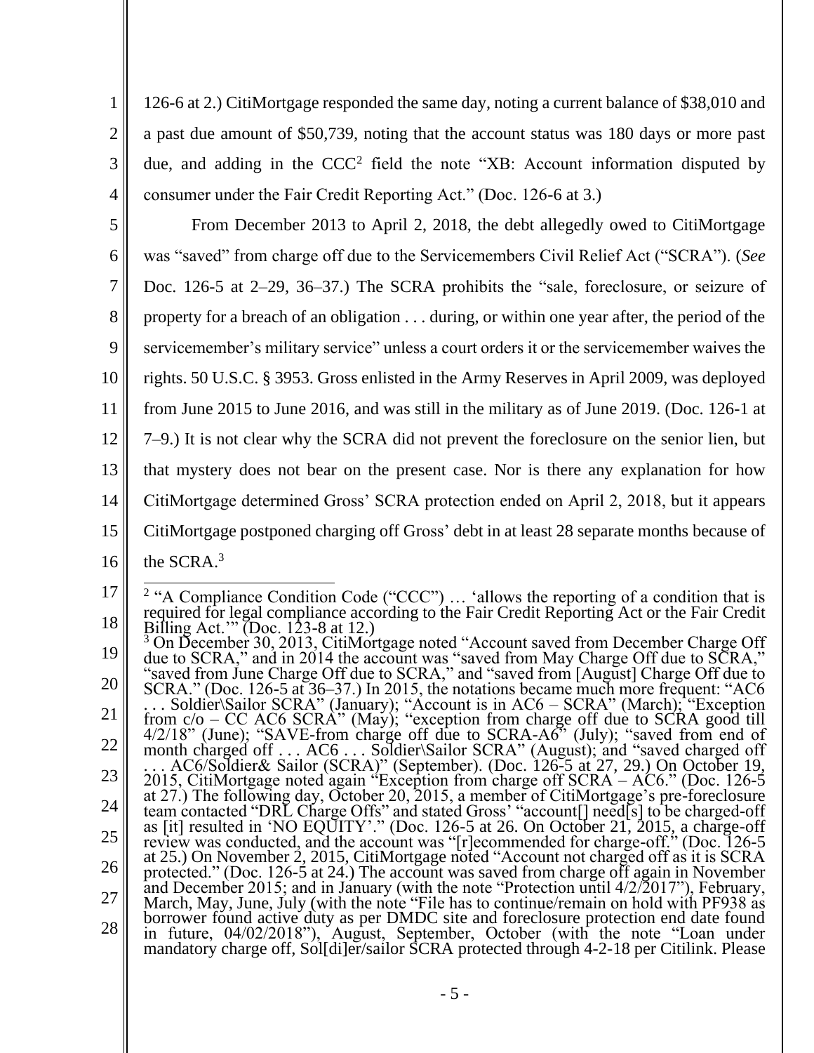126-6 at 2.) CitiMortgage responded the same day, noting a current balance of $38,010 and a past due amount of $50,739, noting that the account status was 180 days or more past due, and adding in the CCC[2] field the note "XB: Account information disputed by consumer under the Fair Credit Reporting Act." (Doc. 126-6 at 3.)

From December 2013 to April 2, 2018, the debt allegedly owed to CitiMortgage was "saved" from charge off due to the Servicemembers Civil Relief Act ("SCRA"). (*See* Doc. 126-5 at 2–29, 36–37.) The SCRA prohibits the "sale, foreclosure, or seizure of property for a breach of an obligation . . . during, or within one year after, the period of the servicemember's military service" unless a court orders it or the servicemember waives the rights. 50 U.S.C. § 3953. Gross enlisted in the Army Reserves in April 2009, was deployed from June 2015 to June 2016, and was still in the military as of June 2019. (Doc. 126-1 at 7–9.) It is not clear why the SCRA did not prevent the foreclosure on the senior lien, but that mystery does not bear on the present case. Nor is there any explanation for how CitiMortgage determined Gross' SCRA protection ended on April 2, 2018, but it appears CitiMortgage postponed charging off Gross' debt in at least 28 separate months because of the SCRA.[3]

---

[2] "A Compliance Condition Code ("CCC") … 'allows the reporting of a condition that is required for legal compliance according to the Fair Credit Reporting Act or the Fair Credit Billing Act.'" (Doc. 123-8 at 12.)

[3] On December 30, 2013, CitiMortgage noted "Account saved from December Charge Off due to SCRA," and in 2014 the account was "saved from May Charge Off due to SCRA," "saved from June Charge Off due to SCRA," and "saved from [August] Charge Off due to SCRA." (Doc. 126-5 at 36–37.) In 2015, the notations became much more frequent: "AC6 . . . Soldier\Sailor SCRA" (January); "Account is in AC6 – SCRA" (March); "Exception from c/o – CC AC6 SCRA" (May); "exception from charge off due to SCRA good till 4/2/18" (June); "SAVE-from charge off due to SCRA-A6" (July); "saved from end of month charged off . . . AC6 . . . Soldier\Sailor SCRA" (August); and "saved charged off . . . AC6/Soldier& Sailor (SCRA)" (September). (Doc. 126-5 at 27, 29.) On October 19, 2015, CitiMortgage noted again "Exception from charge off SCRA – AC6." (Doc. 126-5 at 27.) The following day, October 20, 2015, a member of CitiMortgage's pre-foreclosure team contacted "DRL Charge Offs" and stated Gross' "account[] need[s] to be charged-off as [it] resulted in 'NO EQUITY'." (Doc. 126-5 at 26. On October 21, 2015, a charge-off review was conducted, and the account was "[r]ecommended for charge-off." (Doc. 126-5 at 25.) On November 2, 2015, CitiMortgage noted "Account not charged off as it is SCRA protected." (Doc. 126-5 at 24.) The account was saved from charge off again in November and December 2015; and in January (with the note "Protection until 4/2/2017"), February, March, May, June, July (with the note "File has to continue/remain on hold with PF938 as borrower found active duty as per DMDC site and foreclosure protection end date found in future, 04/02/2018"), August, September, October (with the note "Loan under mandatory charge off, Sol[di]er/sailor SCRA protected through 4-2-18 per Citilink. Please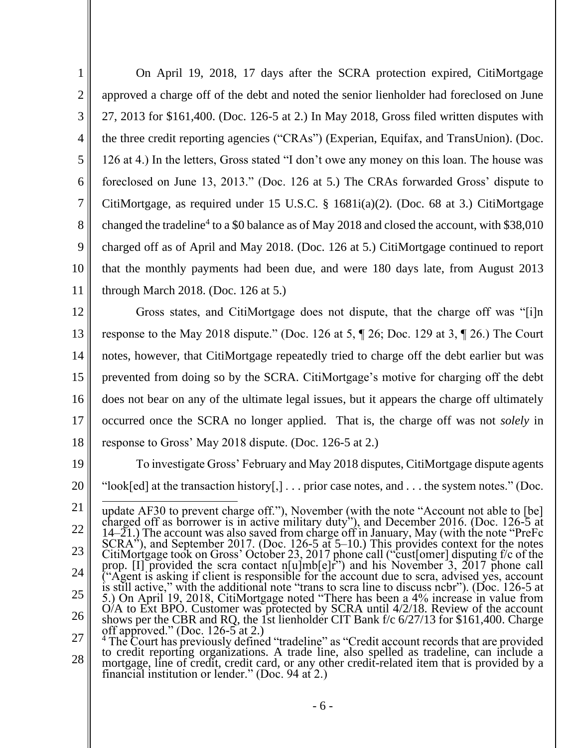On April 19, 2018, 17 days after the SCRA protection expired, CitiMortgage approved a charge off of the debt and noted the senior lienholder had foreclosed on June 27, 2013 for $161,400. (Doc. 126-5 at 2.) In May 2018, Gross filed written disputes with the three credit reporting agencies ("CRAs") (Experian, Equifax, and TransUnion). (Doc. 126 at 4.) In the letters, Gross stated "I don't owe any money on this loan. The house was foreclosed on June 13, 2013." (Doc. 126 at 5.) The CRAs forwarded Gross' dispute to CitiMortgage, as required under 15 U.S.C. § 1681i(a)(2). (Doc. 68 at 3.) CitiMortgage changed the tradeline[4] to a $0 balance as of May 2018 and closed the account, with $38,010 charged off as of April and May 2018. (Doc. 126 at 5.) CitiMortgage continued to report that the monthly payments had been due, and were 180 days late, from August 2013 through March 2018. (Doc. 126 at 5.)

Gross states, and CitiMortgage does not dispute, that the charge off was "[i]n response to the May 2018 dispute." (Doc. 126 at 5, ¶ 26; Doc. 129 at 3, ¶ 26.) The Court notes, however, that CitiMortgage repeatedly tried to charge off the debt earlier but was prevented from doing so by the SCRA. CitiMortgage's motive for charging off the debt does not bear on any of the ultimate legal issues, but it appears the charge off ultimately occurred once the SCRA no longer applied. That is, the charge off was not *solely* in response to Gross' May 2018 dispute. (Doc. 126-5 at 2.)

To investigate Gross' February and May 2018 disputes, CitiMortgage dispute agents "look[ed] at the transaction history[,] . . . prior case notes, and . . . the system notes." (Doc.

---

update AF30 to prevent charge off."), November (with the note "Account not able to [be] charged off as borrower is in active military duty"), and December 2016. (Doc. 126-5 at 14–21.) The account was also saved from charge off in January, May (with the note "PreFc SCRA"), and September 2017. (Doc. 126-5 at 5–10.) This provides context for the notes CitiMortgage took on Gross' October 23, 2017 phone call ("cust[omer] disputing f/c of the prop. [I] provided the scra contact n[u]mb[e]r") and his November 3, 2017 phone call ("Agent is asking if client is responsible for the account due to scra, advised yes, account is still active," with the additional note "trans to scra line to discuss ncbr"). (Doc. 126-5 at 5.) On April 19, 2018, CitiMortgage noted "There has been a 4% increase in value from O/A to Ext BPO. Customer was protected by SCRA until 4/2/18. Review of the account shows per the CBR and RQ, the 1st lienholder CIT Bank f/c 6/27/13 for $161,400. Charge off approved." (Doc. 126-5 at 2.)

[4] The Court has previously defined "tradeline" as "Credit account records that are provided to credit reporting organizations. A trade line, also spelled as tradeline, can include a mortgage, line of credit, credit card, or any other credit-related item that is provided by a financial institution or lender." (Doc. 94 at 2.)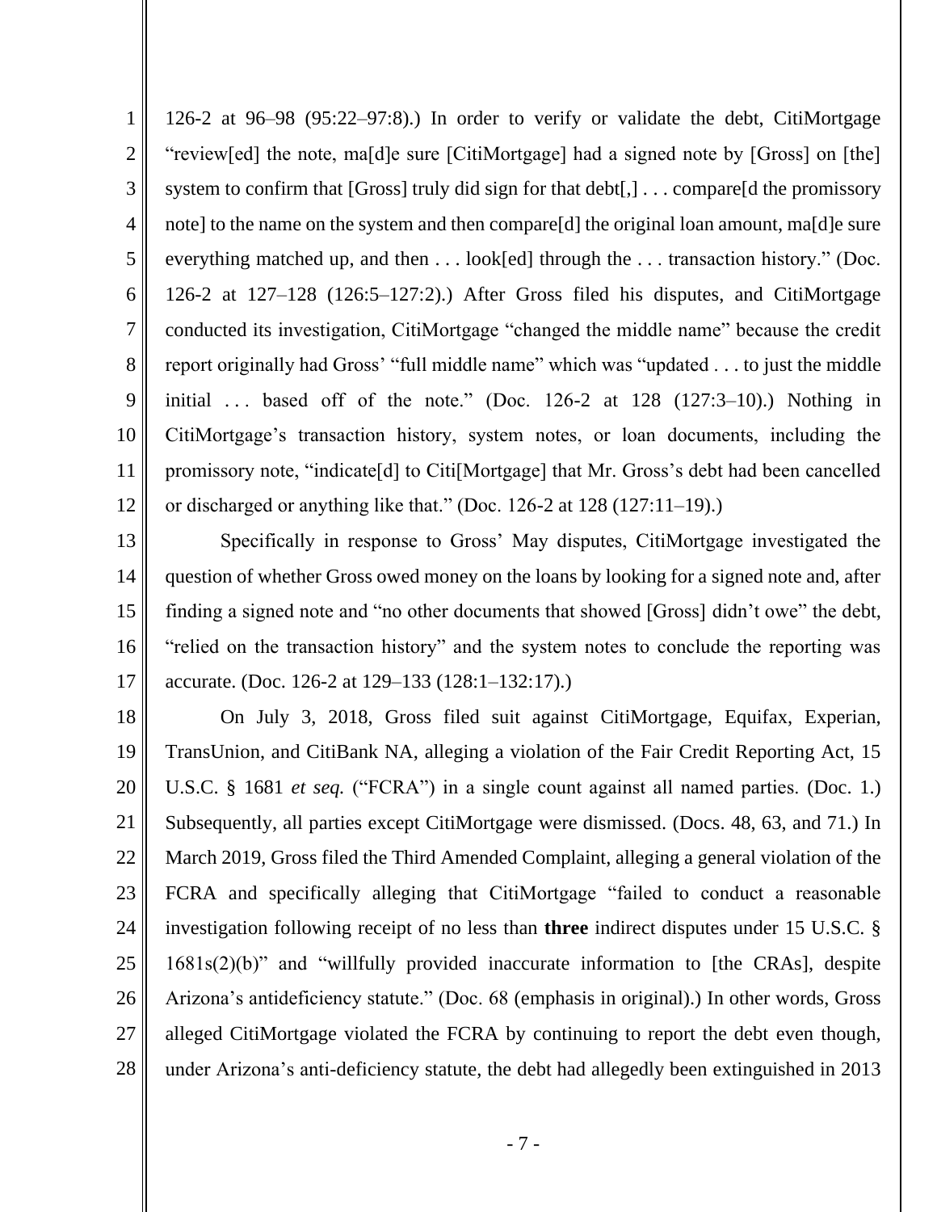126-2 at 96–98 (95:22–97:8).) In order to verify or validate the debt, CitiMortgage "review[ed] the note, ma[d]e sure [CitiMortgage] had a signed note by [Gross] on [the] system to confirm that [Gross] truly did sign for that debt[,] . . . compare[d the promissory note] to the name on the system and then compare[d] the original loan amount, ma[d]e sure everything matched up, and then . . . look[ed] through the . . . transaction history." (Doc. 126-2 at 127–128 (126:5–127:2).) After Gross filed his disputes, and CitiMortgage conducted its investigation, CitiMortgage "changed the middle name" because the credit report originally had Gross' "full middle name" which was "updated . . . to just the middle initial . . . based off of the note." (Doc. 126-2 at 128 (127:3–10).) Nothing in CitiMortgage's transaction history, system notes, or loan documents, including the promissory note, "indicate[d] to Citi[Mortgage] that Mr. Gross's debt had been cancelled or discharged or anything like that." (Doc. 126-2 at 128 (127:11–19).)

Specifically in response to Gross' May disputes, CitiMortgage investigated the question of whether Gross owed money on the loans by looking for a signed note and, after finding a signed note and "no other documents that showed [Gross] didn't owe" the debt, "relied on the transaction history" and the system notes to conclude the reporting was accurate. (Doc. 126-2 at 129–133 (128:1–132:17).)

On July 3, 2018, Gross filed suit against CitiMortgage, Equifax, Experian, TransUnion, and CitiBank NA, alleging a violation of the Fair Credit Reporting Act, 15 U.S.C. § 1681 *et seq.* ("FCRA") in a single count against all named parties. (Doc. 1.) Subsequently, all parties except CitiMortgage were dismissed. (Docs. 48, 63, and 71.) In March 2019, Gross filed the Third Amended Complaint, alleging a general violation of the FCRA and specifically alleging that CitiMortgage "failed to conduct a reasonable investigation following receipt of no less than **three** indirect disputes under 15 U.S.C. § 1681s(2)(b)" and "willfully provided inaccurate information to [the CRAs], despite Arizona's antideficiency statute." (Doc. 68 (emphasis in original).) In other words, Gross alleged CitiMortgage violated the FCRA by continuing to report the debt even though, under Arizona's anti-deficiency statute, the debt had allegedly been extinguished in 2013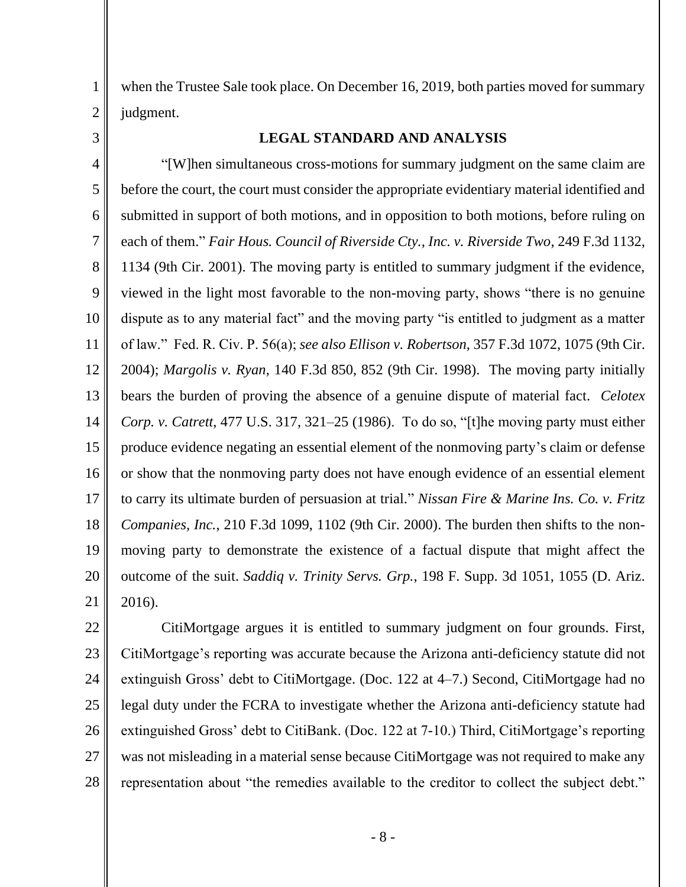when the Trustee Sale took place. On December 16, 2019, both parties moved for summary judgment.

## LEGAL STANDARD AND ANALYSIS

"[W]hen simultaneous cross-motions for summary judgment on the same claim are before the court, the court must consider the appropriate evidentiary material identified and submitted in support of both motions, and in opposition to both motions, before ruling on each of them." *Fair Hous. Council of Riverside Cty., Inc. v. Riverside Two*, 249 F.3d 1132, 1134 (9th Cir. 2001). The moving party is entitled to summary judgment if the evidence, viewed in the light most favorable to the non-moving party, shows "there is no genuine dispute as to any material fact" and the moving party "is entitled to judgment as a matter of law." Fed. R. Civ. P. 56(a); *see also Ellison v. Robertson*, 357 F.3d 1072, 1075 (9th Cir. 2004); *Margolis v. Ryan*, 140 F.3d 850, 852 (9th Cir. 1998). The moving party initially bears the burden of proving the absence of a genuine dispute of material fact. *Celotex Corp. v. Catrett*, 477 U.S. 317, 321–25 (1986). To do so, "[t]he moving party must either produce evidence negating an essential element of the nonmoving party's claim or defense or show that the nonmoving party does not have enough evidence of an essential element to carry its ultimate burden of persuasion at trial." *Nissan Fire & Marine Ins. Co. v. Fritz Companies, Inc.*, 210 F.3d 1099, 1102 (9th Cir. 2000). The burden then shifts to the non-moving party to demonstrate the existence of a factual dispute that might affect the outcome of the suit. *Saddiq v. Trinity Servs. Grp.*, 198 F. Supp. 3d 1051, 1055 (D. Ariz. 2016).

CitiMortgage argues it is entitled to summary judgment on four grounds. First, CitiMortgage's reporting was accurate because the Arizona anti-deficiency statute did not extinguish Gross' debt to CitiMortgage. (Doc. 122 at 4–7.) Second, CitiMortgage had no legal duty under the FCRA to investigate whether the Arizona anti-deficiency statute had extinguished Gross' debt to CitiBank. (Doc. 122 at 7-10.) Third, CitiMortgage's reporting was not misleading in a material sense because CitiMortgage was not required to make any representation about "the remedies available to the creditor to collect the subject debt."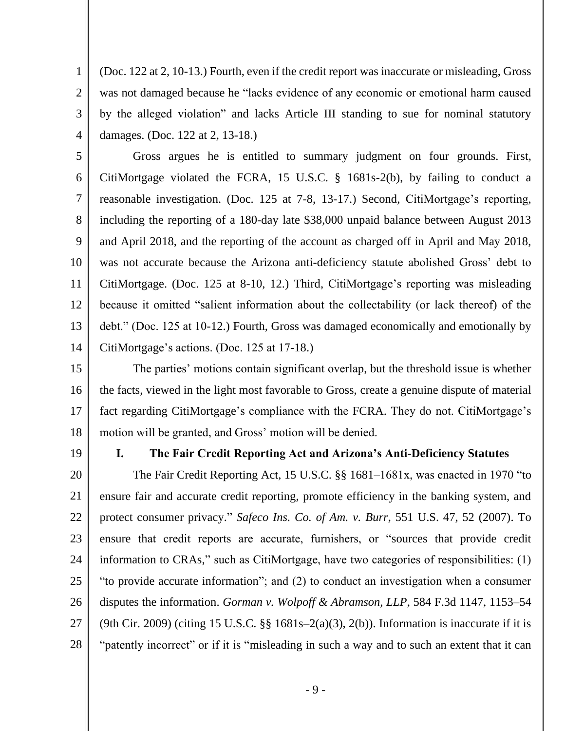(Doc. 122 at 2, 10-13.) Fourth, even if the credit report was inaccurate or misleading, Gross was not damaged because he "lacks evidence of any economic or emotional harm caused by the alleged violation" and lacks Article III standing to sue for nominal statutory damages. (Doc. 122 at 2, 13-18.)

Gross argues he is entitled to summary judgment on four grounds. First, CitiMortgage violated the FCRA, 15 U.S.C. § 1681s-2(b), by failing to conduct a reasonable investigation. (Doc. 125 at 7-8, 13-17.) Second, CitiMortgage's reporting, including the reporting of a 180-day late $38,000 unpaid balance between August 2013 and April 2018, and the reporting of the account as charged off in April and May 2018, was not accurate because the Arizona anti-deficiency statute abolished Gross' debt to CitiMortgage. (Doc. 125 at 8-10, 12.) Third, CitiMortgage's reporting was misleading because it omitted "salient information about the collectability (or lack thereof) of the debt." (Doc. 125 at 10-12.) Fourth, Gross was damaged economically and emotionally by CitiMortgage's actions. (Doc. 125 at 17-18.)

The parties' motions contain significant overlap, but the threshold issue is whether the facts, viewed in the light most favorable to Gross, create a genuine dispute of material fact regarding CitiMortgage's compliance with the FCRA. They do not. CitiMortgage's motion will be granted, and Gross' motion will be denied.

## I. The Fair Credit Reporting Act and Arizona's Anti-Deficiency Statutes

The Fair Credit Reporting Act, 15 U.S.C. §§ 1681–1681x, was enacted in 1970 "to ensure fair and accurate credit reporting, promote efficiency in the banking system, and protect consumer privacy." *Safeco Ins. Co. of Am. v. Burr*, 551 U.S. 47, 52 (2007). To ensure that credit reports are accurate, furnishers, or "sources that provide credit information to CRAs," such as CitiMortgage, have two categories of responsibilities: (1) "to provide accurate information"; and (2) to conduct an investigation when a consumer disputes the information. *Gorman v. Wolpoff & Abramson, LLP*, 584 F.3d 1147, 1153–54 (9th Cir. 2009) (citing 15 U.S.C. §§ 1681s–2(a)(3), 2(b)). Information is inaccurate if it is "patently incorrect" or if it is "misleading in such a way and to such an extent that it can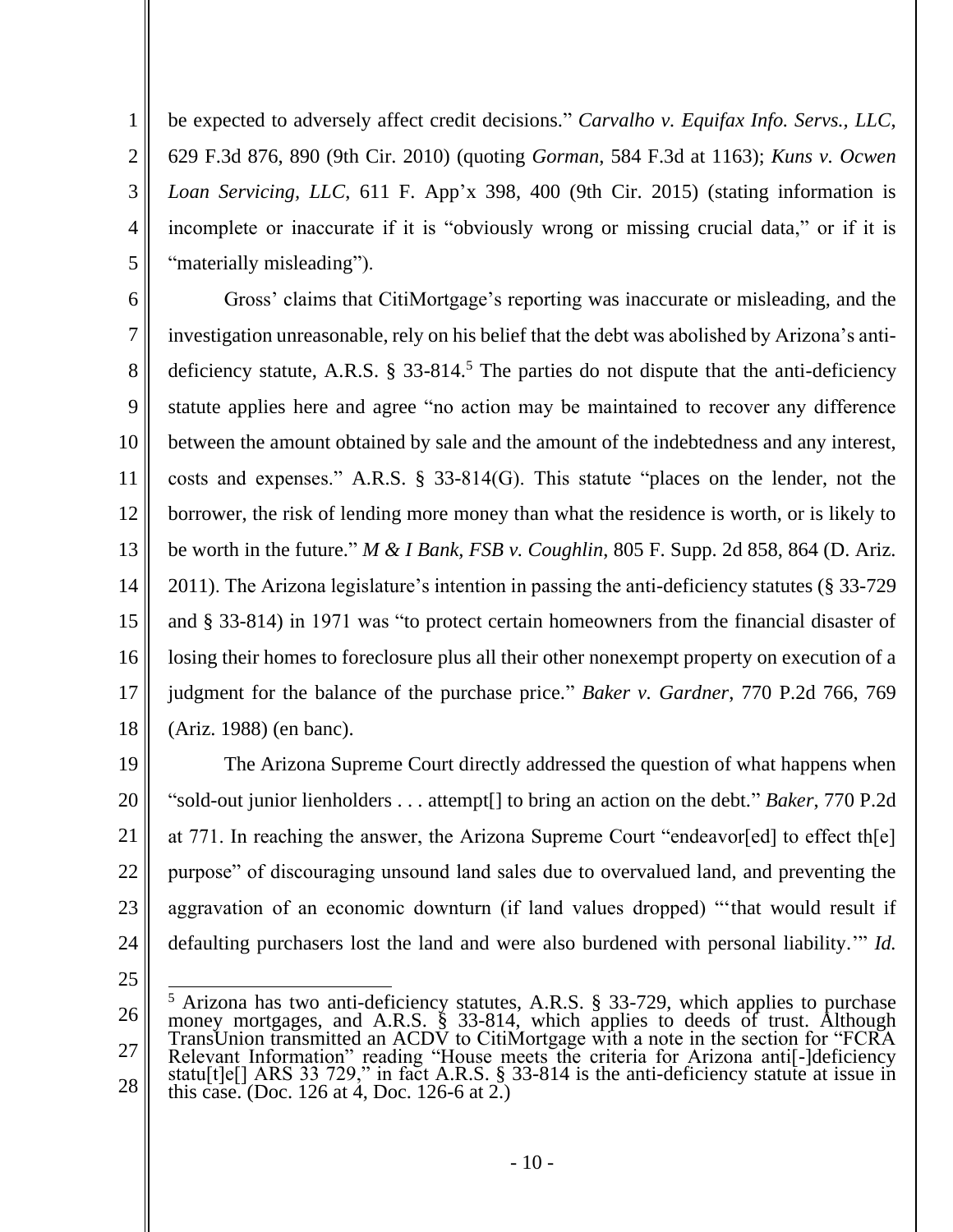be expected to adversely affect credit decisions." *Carvalho v. Equifax Info. Servs., LLC*, 629 F.3d 876, 890 (9th Cir. 2010) (quoting *Gorman*, 584 F.3d at 1163); *Kuns v. Ocwen Loan Servicing, LLC*, 611 F. App'x 398, 400 (9th Cir. 2015) (stating information is incomplete or inaccurate if it is "obviously wrong or missing crucial data," or if it is "materially misleading").

Gross' claims that CitiMortgage's reporting was inaccurate or misleading, and the investigation unreasonable, rely on his belief that the debt was abolished by Arizona's anti-deficiency statute, A.R.S. § 33-814.[5] The parties do not dispute that the anti-deficiency statute applies here and agree "no action may be maintained to recover any difference between the amount obtained by sale and the amount of the indebtedness and any interest, costs and expenses." A.R.S. § 33-814(G). This statute "places on the lender, not the borrower, the risk of lending more money than what the residence is worth, or is likely to be worth in the future." *M & I Bank, FSB v. Coughlin*, 805 F. Supp. 2d 858, 864 (D. Ariz. 2011). The Arizona legislature's intention in passing the anti-deficiency statutes (§ 33-729 and § 33-814) in 1971 was "to protect certain homeowners from the financial disaster of losing their homes to foreclosure plus all their other nonexempt property on execution of a judgment for the balance of the purchase price." *Baker v. Gardner*, 770 P.2d 766, 769 (Ariz. 1988) (en banc).

The Arizona Supreme Court directly addressed the question of what happens when "sold-out junior lienholders . . . attempt[] to bring an action on the debt." *Baker*, 770 P.2d at 771. In reaching the answer, the Arizona Supreme Court "endeavor[ed] to effect th[e] purpose" of discouraging unsound land sales due to overvalued land, and preventing the aggravation of an economic downturn (if land values dropped) "'that would result if defaulting purchasers lost the land and were also burdened with personal liability.'" *Id.*

---

[5] Arizona has two anti-deficiency statutes, A.R.S. § 33-729, which applies to purchase money mortgages, and A.R.S. § 33-814, which applies to deeds of trust. Although TransUnion transmitted an ACDV to CitiMortgage with a note in the section for "FCRA Relevant Information" reading "House meets the criteria for Arizona anti[-]deficiency statu[t]e[] ARS 33 729," in fact A.R.S. § 33-814 is the anti-deficiency statute at issue in this case. (Doc. 126 at 4, Doc. 126-6 at 2.)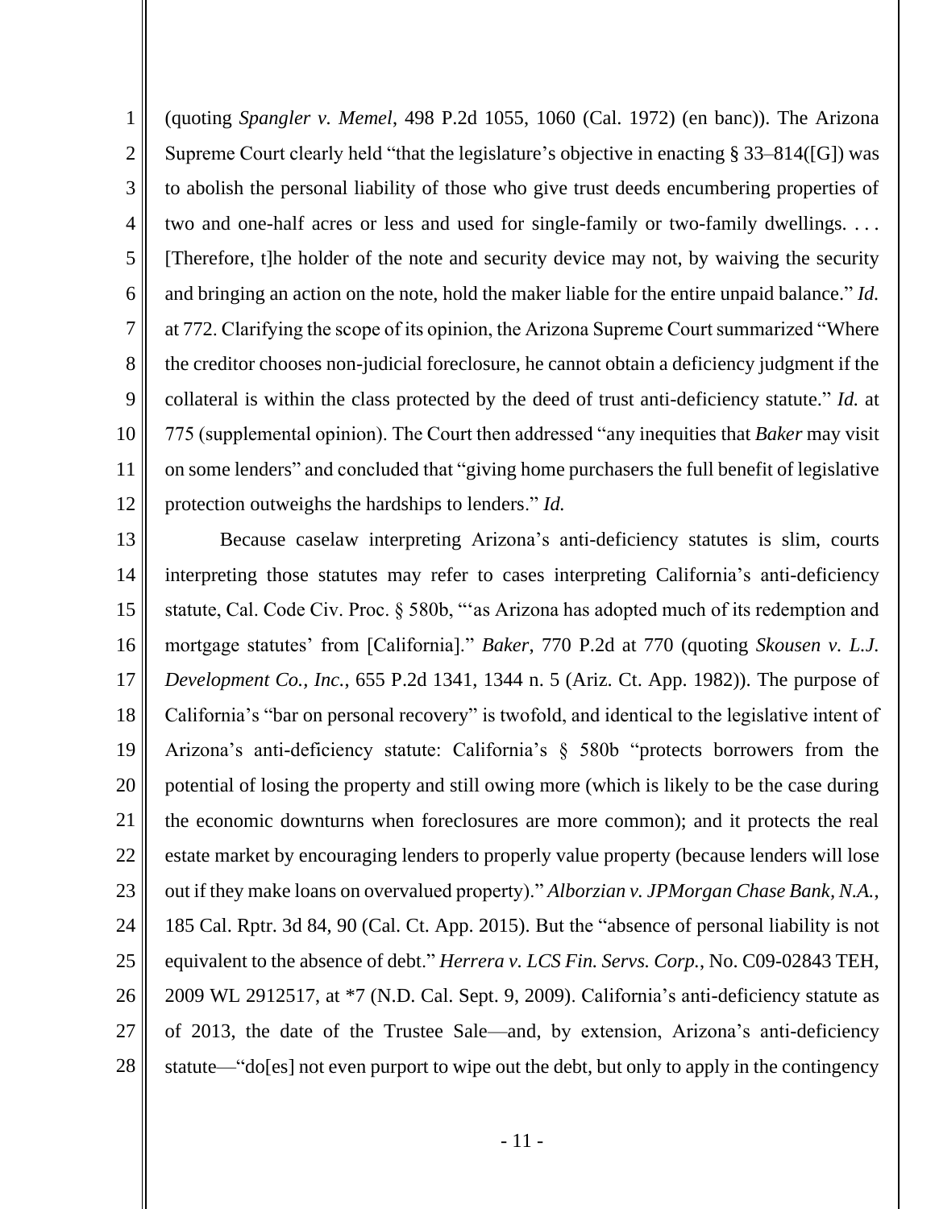(quoting *Spangler v. Memel*, 498 P.2d 1055, 1060 (Cal. 1972) (en banc)). The Arizona Supreme Court clearly held "that the legislature's objective in enacting § 33–814([G]) was to abolish the personal liability of those who give trust deeds encumbering properties of two and one-half acres or less and used for single-family or two-family dwellings. . . . [Therefore, t]he holder of the note and security device may not, by waiving the security and bringing an action on the note, hold the maker liable for the entire unpaid balance." *Id.* at 772. Clarifying the scope of its opinion, the Arizona Supreme Court summarized "Where the creditor chooses non-judicial foreclosure, he cannot obtain a deficiency judgment if the collateral is within the class protected by the deed of trust anti-deficiency statute." *Id.* at 775 (supplemental opinion). The Court then addressed "any inequities that *Baker* may visit on some lenders" and concluded that "giving home purchasers the full benefit of legislative protection outweighs the hardships to lenders." *Id.*

Because caselaw interpreting Arizona's anti-deficiency statutes is slim, courts interpreting those statutes may refer to cases interpreting California's anti-deficiency statute, Cal. Code Civ. Proc. § 580b, "'as Arizona has adopted much of its redemption and mortgage statutes' from [California]." *Baker*, 770 P.2d at 770 (quoting *Skousen v. L.J. Development Co., Inc.*, 655 P.2d 1341, 1344 n. 5 (Ariz. Ct. App. 1982)). The purpose of California's "bar on personal recovery" is twofold, and identical to the legislative intent of Arizona's anti-deficiency statute: California's § 580b "protects borrowers from the potential of losing the property and still owing more (which is likely to be the case during the economic downturns when foreclosures are more common); and it protects the real estate market by encouraging lenders to properly value property (because lenders will lose out if they make loans on overvalued property)." *Alborzian v. JPMorgan Chase Bank, N.A.*, 185 Cal. Rptr. 3d 84, 90 (Cal. Ct. App. 2015). But the "absence of personal liability is not equivalent to the absence of debt." *Herrera v. LCS Fin. Servs. Corp.*, No. C09-02843 TEH, 2009 WL 2912517, at *7 (N.D. Cal. Sept. 9, 2009). California's anti-deficiency statute as of 2013, the date of the Trustee Sale—and, by extension, Arizona's anti-deficiency statute—"do[es] not even purport to wipe out the debt, but only to apply in the contingency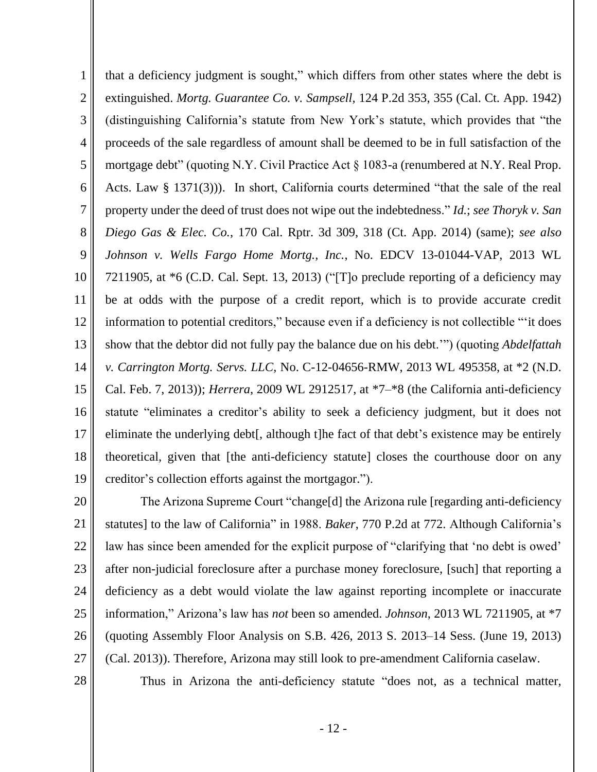that a deficiency judgment is sought," which differs from other states where the debt is extinguished. *Mortg. Guarantee Co. v. Sampsell*, 124 P.2d 353, 355 (Cal. Ct. App. 1942) (distinguishing California's statute from New York's statute, which provides that "the proceeds of the sale regardless of amount shall be deemed to be in full satisfaction of the mortgage debt" (quoting N.Y. Civil Practice Act § 1083-a (renumbered at N.Y. Real Prop. Acts. Law § 1371(3))). In short, California courts determined "that the sale of the real property under the deed of trust does not wipe out the indebtedness." *Id.*; *see Thoryk v. San Diego Gas & Elec. Co.*, 170 Cal. Rptr. 3d 309, 318 (Ct. App. 2014) (same); *see also Johnson v. Wells Fargo Home Mortg., Inc.*, No. EDCV 13-01044-VAP, 2013 WL 7211905, at *6 (C.D. Cal. Sept. 13, 2013) ("[T]o preclude reporting of a deficiency may be at odds with the purpose of a credit report, which is to provide accurate credit information to potential creditors," because even if a deficiency is not collectible "'it does show that the debtor did not fully pay the balance due on his debt.'") (quoting *Abdelfattah v. Carrington Mortg. Servs. LLC*, No. C-12-04656-RMW, 2013 WL 495358, at *2 (N.D. Cal. Feb. 7, 2013)); *Herrera*, 2009 WL 2912517, at *7–*8 (the California anti-deficiency statute "eliminates a creditor's ability to seek a deficiency judgment, but it does not eliminate the underlying debt[, although t]he fact of that debt's existence may be entirely theoretical, given that [the anti-deficiency statute] closes the courthouse door on any creditor's collection efforts against the mortgagor.").

The Arizona Supreme Court "change[d] the Arizona rule [regarding anti-deficiency statutes] to the law of California" in 1988. *Baker*, 770 P.2d at 772. Although California's law has since been amended for the explicit purpose of "clarifying that 'no debt is owed' after non-judicial foreclosure after a purchase money foreclosure, [such] that reporting a deficiency as a debt would violate the law against reporting incomplete or inaccurate information," Arizona's law has *not* been so amended. *Johnson*, 2013 WL 7211905, at *7 (quoting Assembly Floor Analysis on S.B. 426, 2013 S. 2013–14 Sess. (June 19, 2013) (Cal. 2013)). Therefore, Arizona may still look to pre-amendment California caselaw.

Thus in Arizona the anti-deficiency statute "does not, as a technical matter,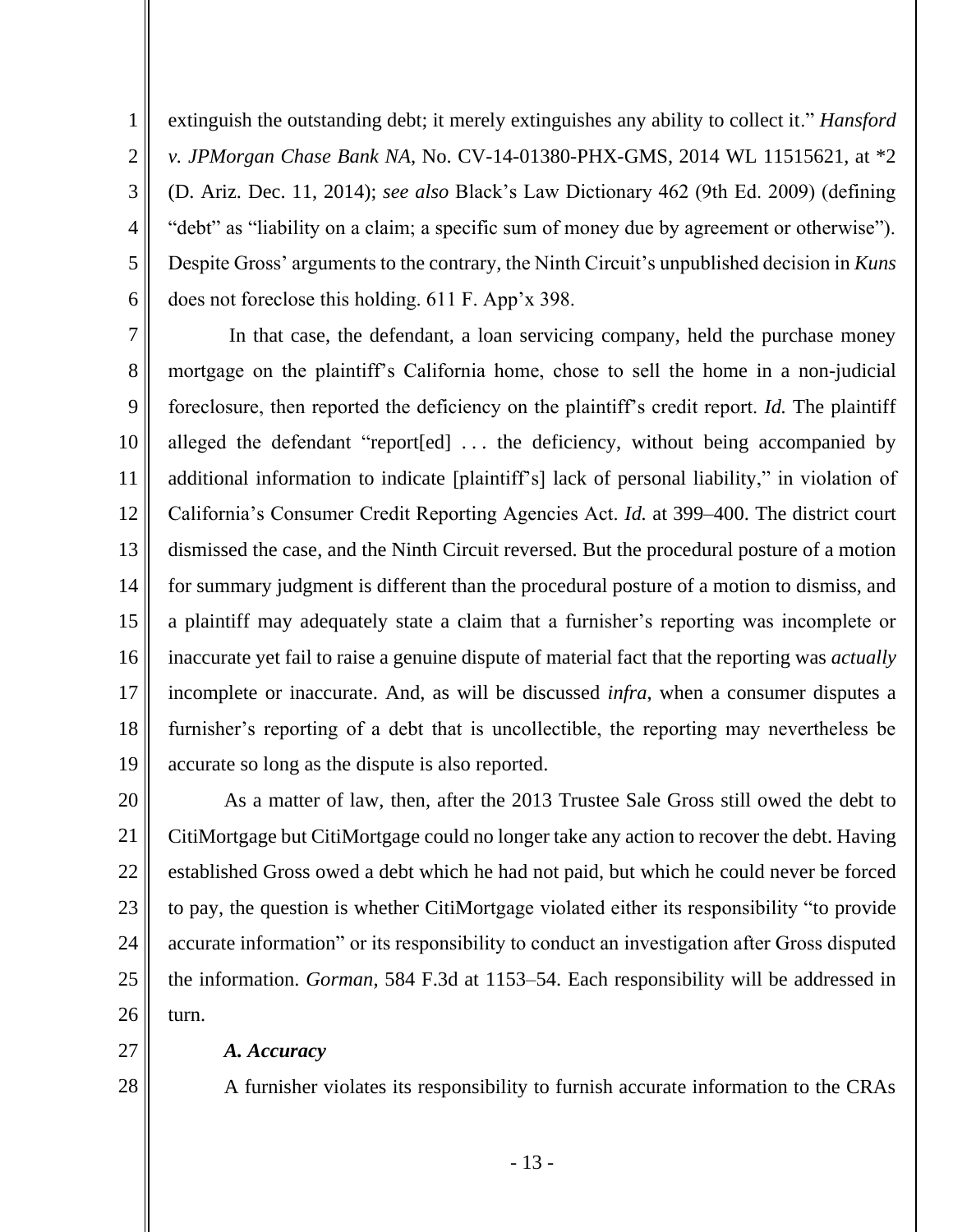extinguish the outstanding debt; it merely extinguishes any ability to collect it." *Hansford v. JPMorgan Chase Bank NA*, No. CV-14-01380-PHX-GMS, 2014 WL 11515621, at *2 (D. Ariz. Dec. 11, 2014); *see also* Black's Law Dictionary 462 (9th Ed. 2009) (defining "debt" as "liability on a claim; a specific sum of money due by agreement or otherwise"). Despite Gross' arguments to the contrary, the Ninth Circuit's unpublished decision in *Kuns* does not foreclose this holding. 611 F. App'x 398.

In that case, the defendant, a loan servicing company, held the purchase money mortgage on the plaintiff's California home, chose to sell the home in a non-judicial foreclosure, then reported the deficiency on the plaintiff's credit report. *Id.* The plaintiff alleged the defendant "report[ed] . . . the deficiency, without being accompanied by additional information to indicate [plaintiff's] lack of personal liability," in violation of California's Consumer Credit Reporting Agencies Act. *Id.* at 399–400. The district court dismissed the case, and the Ninth Circuit reversed. But the procedural posture of a motion for summary judgment is different than the procedural posture of a motion to dismiss, and a plaintiff may adequately state a claim that a furnisher's reporting was incomplete or inaccurate yet fail to raise a genuine dispute of material fact that the reporting was *actually* incomplete or inaccurate. And, as will be discussed *infra*, when a consumer disputes a furnisher's reporting of a debt that is uncollectible, the reporting may nevertheless be accurate so long as the dispute is also reported.

As a matter of law, then, after the 2013 Trustee Sale Gross still owed the debt to CitiMortgage but CitiMortgage could no longer take any action to recover the debt. Having established Gross owed a debt which he had not paid, but which he could never be forced to pay, the question is whether CitiMortgage violated either its responsibility "to provide accurate information" or its responsibility to conduct an investigation after Gross disputed the information. *Gorman*, 584 F.3d at 1153–54. Each responsibility will be addressed in turn.

### *A. Accuracy*

A furnisher violates its responsibility to furnish accurate information to the CRAs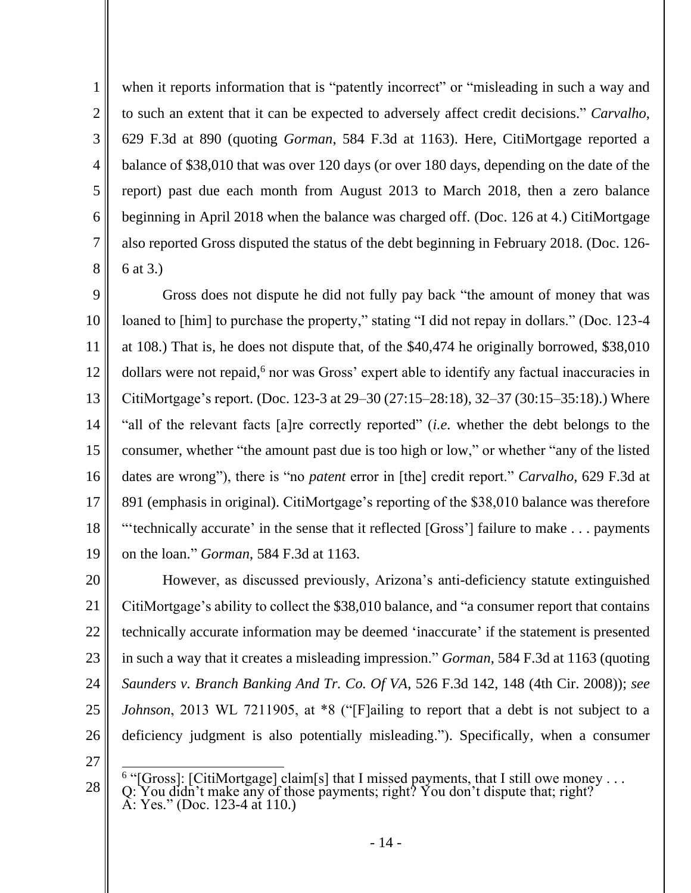when it reports information that is "patently incorrect" or "misleading in such a way and to such an extent that it can be expected to adversely affect credit decisions." *Carvalho*, 629 F.3d at 890 (quoting *Gorman*, 584 F.3d at 1163). Here, CitiMortgage reported a balance of $38,010 that was over 120 days (or over 180 days, depending on the date of the report) past due each month from August 2013 to March 2018, then a zero balance beginning in April 2018 when the balance was charged off. (Doc. 126 at 4.) CitiMortgage also reported Gross disputed the status of the debt beginning in February 2018. (Doc. 126-6 at 3.)

Gross does not dispute he did not fully pay back "the amount of money that was loaned to [him] to purchase the property," stating "I did not repay in dollars." (Doc. 123-4 at 108.) That is, he does not dispute that, of the $40,474 he originally borrowed, $38,010 dollars were not repaid,[6] nor was Gross' expert able to identify any factual inaccuracies in CitiMortgage's report. (Doc. 123-3 at 29–30 (27:15–28:18), 32–37 (30:15–35:18).) Where "all of the relevant facts [a]re correctly reported" (*i.e.* whether the debt belongs to the consumer, whether "the amount past due is too high or low," or whether "any of the listed dates are wrong"), there is "no *patent* error in [the] credit report." *Carvalho,* 629 F.3d at 891 (emphasis in original). CitiMortgage's reporting of the $38,010 balance was therefore "'technically accurate' in the sense that it reflected [Gross'] failure to make . . . payments on the loan." *Gorman*, 584 F.3d at 1163.

However, as discussed previously, Arizona's anti-deficiency statute extinguished CitiMortgage's ability to collect the $38,010 balance, and "a consumer report that contains technically accurate information may be deemed 'inaccurate' if the statement is presented in such a way that it creates a misleading impression." *Gorman*, 584 F.3d at 1163 (quoting *Saunders v. Branch Banking And Tr. Co. Of VA*, 526 F.3d 142, 148 (4th Cir. 2008)); *see Johnson*, 2013 WL 7211905, at *8 ("[F]ailing to report that a debt is not subject to a deficiency judgment is also potentially misleading."). Specifically, when a consumer

---

[6] "[Gross]: [CitiMortgage] claim[s] that I missed payments, that I still owe money . . .
Q: You didn't make any of those payments; right? You don't dispute that; right?
A: Yes." (Doc. 123-4 at 110.)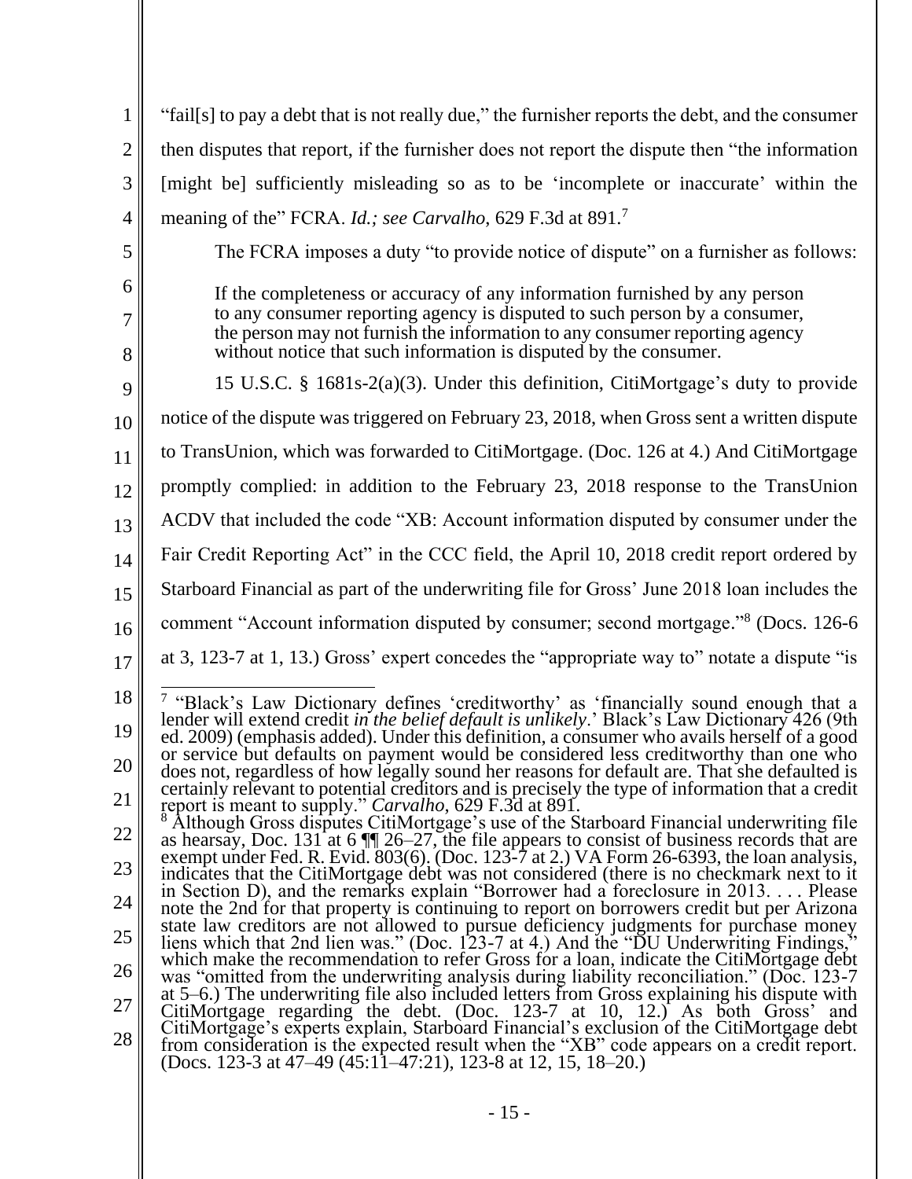"fail[s] to pay a debt that is not really due," the furnisher reports the debt, and the consumer then disputes that report, if the furnisher does not report the dispute then "the information [might be] sufficiently misleading so as to be 'incomplete or inaccurate' within the meaning of the" FCRA. *Id.; see Carvalho*, 629 F.3d at 891.[7]

The FCRA imposes a duty "to provide notice of dispute" on a furnisher as follows:

> If the completeness or accuracy of any information furnished by any person to any consumer reporting agency is disputed to such person by a consumer, the person may not furnish the information to any consumer reporting agency without notice that such information is disputed by the consumer.

15 U.S.C. § 1681s-2(a)(3). Under this definition, CitiMortgage's duty to provide notice of the dispute was triggered on February 23, 2018, when Gross sent a written dispute to TransUnion, which was forwarded to CitiMortgage. (Doc. 126 at 4.) And CitiMortgage promptly complied: in addition to the February 23, 2018 response to the TransUnion ACDV that included the code "XB: Account information disputed by consumer under the Fair Credit Reporting Act" in the CCC field, the April 10, 2018 credit report ordered by Starboard Financial as part of the underwriting file for Gross' June 2018 loan includes the comment "Account information disputed by consumer; second mortgage."[8] (Docs. 126-6 at 3, 123-7 at 1, 13.) Gross' expert concedes the "appropriate way to" notate a dispute "is

---

[7] "Black's Law Dictionary defines 'creditworthy' as 'financially sound enough that a lender will extend credit *in the belief default is unlikely*.' Black's Law Dictionary 426 (9th ed. 2009) (emphasis added). Under this definition, a consumer who avails herself of a good or service but defaults on payment would be considered less creditworthy than one who does not, regardless of how legally sound her reasons for default are. That she defaulted is certainly relevant to potential creditors and is precisely the type of information that a credit report is meant to supply." *Carvalho*, 629 F.3d at 891.

[8] Although Gross disputes CitiMortgage's use of the Starboard Financial underwriting file as hearsay, Doc. 131 at 6 ¶¶ 26–27, the file appears to consist of business records that are exempt under Fed. R. Evid. 803(6). (Doc. 123-7 at 2.) VA Form 26-6393, the loan analysis, indicates that the CitiMortgage debt was not considered (there is no checkmark next to it in Section D), and the remarks explain "Borrower had a foreclosure in 2013. . . . Please note the 2nd for that property is continuing to report on borrowers credit but per Arizona state law creditors are not allowed to pursue deficiency judgments for purchase money liens which that 2nd lien was." (Doc. 123-7 at 4.) And the "DU Underwriting Findings," which make the recommendation to refer Gross for a loan, indicate the CitiMortgage debt was "omitted from the underwriting analysis during liability reconciliation." (Doc. 123-7 at 5–6.) The underwriting file also included letters from Gross explaining his dispute with CitiMortgage regarding the debt. (Doc. 123-7 at 10, 12.) As both Gross' and CitiMortgage's experts explain, Starboard Financial's exclusion of the CitiMortgage debt from consideration is the expected result when the "XB" code appears on a credit report. (Docs. 123-3 at 47–49 (45:11–47:21), 123-8 at 12, 15, 18–20.)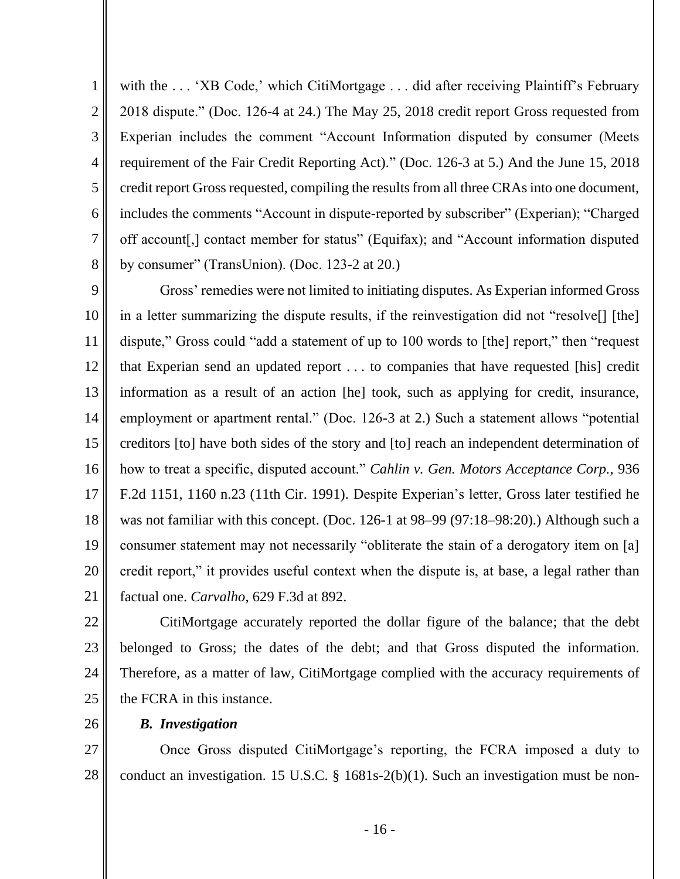with the . . . 'XB Code,' which CitiMortgage . . . did after receiving Plaintiff's February 2018 dispute." (Doc. 126-4 at 24.) The May 25, 2018 credit report Gross requested from Experian includes the comment "Account Information disputed by consumer (Meets requirement of the Fair Credit Reporting Act)." (Doc. 126-3 at 5.) And the June 15, 2018 credit report Gross requested, compiling the results from all three CRAs into one document, includes the comments "Account in dispute-reported by subscriber" (Experian); "Charged off account[,] contact member for status" (Equifax); and "Account information disputed by consumer" (TransUnion). (Doc. 123-2 at 20.)

Gross' remedies were not limited to initiating disputes. As Experian informed Gross in a letter summarizing the dispute results, if the reinvestigation did not "resolve[] [the] dispute," Gross could "add a statement of up to 100 words to [the] report," then "request that Experian send an updated report . . . to companies that have requested [his] credit information as a result of an action [he] took, such as applying for credit, insurance, employment or apartment rental." (Doc. 126-3 at 2.) Such a statement allows "potential creditors [to] have both sides of the story and [to] reach an independent determination of how to treat a specific, disputed account." *Cahlin v. Gen. Motors Acceptance Corp.*, 936 F.2d 1151, 1160 n.23 (11th Cir. 1991). Despite Experian's letter, Gross later testified he was not familiar with this concept. (Doc. 126-1 at 98–99 (97:18–98:20).) Although such a consumer statement may not necessarily "obliterate the stain of a derogatory item on [a] credit report," it provides useful context when the dispute is, at base, a legal rather than factual one. *Carvalho*, 629 F.3d at 892.

CitiMortgage accurately reported the dollar figure of the balance; that the debt belonged to Gross; the dates of the debt; and that Gross disputed the information. Therefore, as a matter of law, CitiMortgage complied with the accuracy requirements of the FCRA in this instance.

### *B. Investigation*

Once Gross disputed CitiMortgage's reporting, the FCRA imposed a duty to conduct an investigation. 15 U.S.C. § 1681s-2(b)(1). Such an investigation must be non-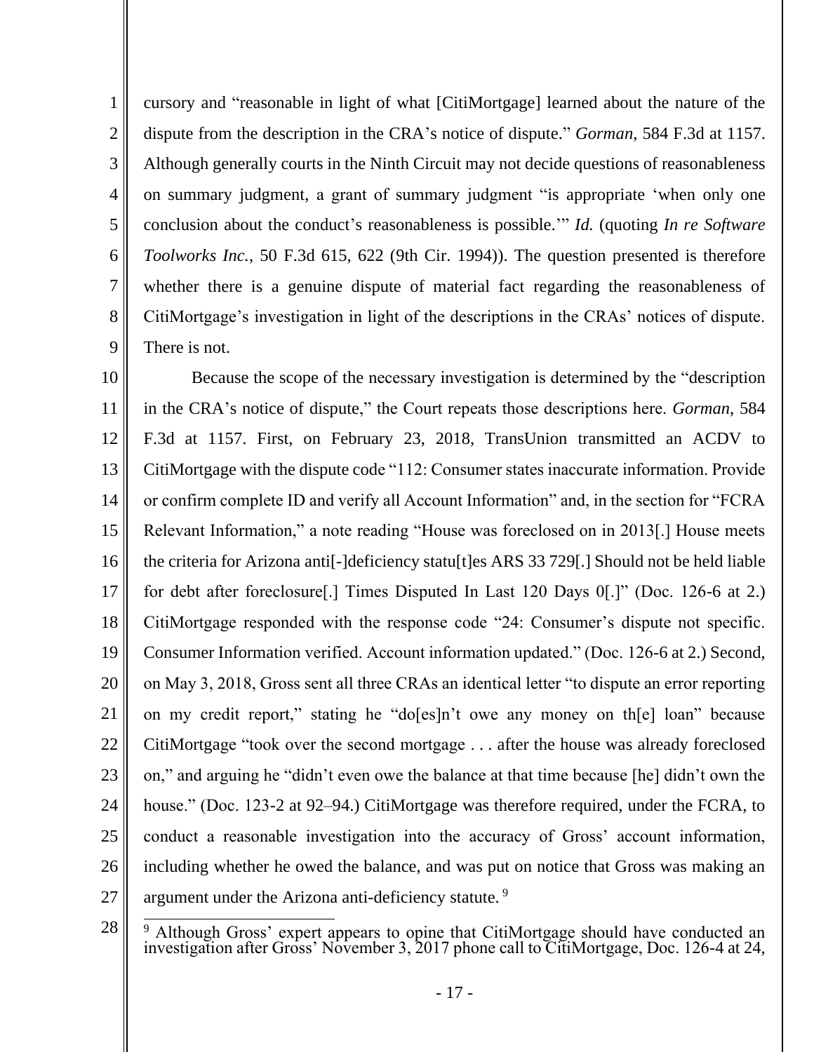cursory and "reasonable in light of what [CitiMortgage] learned about the nature of the dispute from the description in the CRA's notice of dispute." *Gorman*, 584 F.3d at 1157. Although generally courts in the Ninth Circuit may not decide questions of reasonableness on summary judgment, a grant of summary judgment "is appropriate 'when only one conclusion about the conduct's reasonableness is possible.'" *Id.* (quoting *In re Software Toolworks Inc.*, 50 F.3d 615, 622 (9th Cir. 1994)). The question presented is therefore whether there is a genuine dispute of material fact regarding the reasonableness of CitiMortgage's investigation in light of the descriptions in the CRAs' notices of dispute. There is not.

Because the scope of the necessary investigation is determined by the "description in the CRA's notice of dispute," the Court repeats those descriptions here. *Gorman*, 584 F.3d at 1157. First, on February 23, 2018, TransUnion transmitted an ACDV to CitiMortgage with the dispute code "112: Consumer states inaccurate information. Provide or confirm complete ID and verify all Account Information" and, in the section for "FCRA Relevant Information," a note reading "House was foreclosed on in 2013[.] House meets the criteria for Arizona anti[-]deficiency statu[t]es ARS 33 729[.] Should not be held liable for debt after foreclosure[.] Times Disputed In Last 120 Days 0[.]" (Doc. 126-6 at 2.) CitiMortgage responded with the response code "24: Consumer's dispute not specific. Consumer Information verified. Account information updated." (Doc. 126-6 at 2.) Second, on May 3, 2018, Gross sent all three CRAs an identical letter "to dispute an error reporting on my credit report," stating he "do[es]n't owe any money on th[e] loan" because CitiMortgage "took over the second mortgage . . . after the house was already foreclosed on," and arguing he "didn't even owe the balance at that time because [he] didn't own the house." (Doc. 123-2 at 92–94.) CitiMortgage was therefore required, under the FCRA, to conduct a reasonable investigation into the accuracy of Gross' account information, including whether he owed the balance, and was put on notice that Gross was making an argument under the Arizona anti-deficiency statute.[9]

[9] Although Gross' expert appears to opine that CitiMortgage should have conducted an investigation after Gross' November 3, 2017 phone call to CitiMortgage, Doc. 126-4 at 24,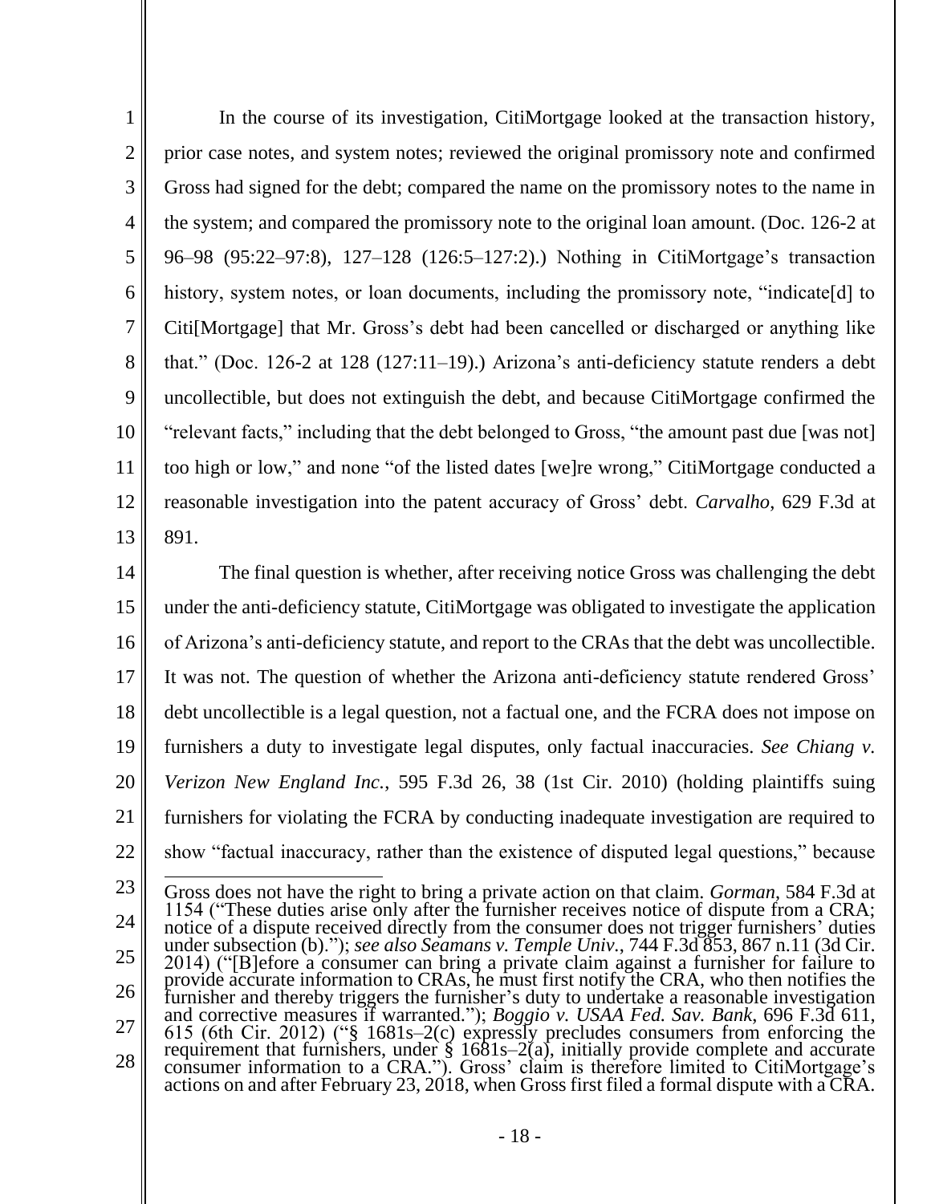In the course of its investigation, CitiMortgage looked at the transaction history, prior case notes, and system notes; reviewed the original promissory note and confirmed Gross had signed for the debt; compared the name on the promissory notes to the name in the system; and compared the promissory note to the original loan amount. (Doc. 126-2 at 96–98 (95:22–97:8), 127–128 (126:5–127:2).) Nothing in CitiMortgage's transaction history, system notes, or loan documents, including the promissory note, "indicate[d] to Citi[Mortgage] that Mr. Gross's debt had been cancelled or discharged or anything like that." (Doc. 126-2 at 128 (127:11–19).) Arizona's anti-deficiency statute renders a debt uncollectible, but does not extinguish the debt, and because CitiMortgage confirmed the "relevant facts," including that the debt belonged to Gross, "the amount past due [was not] too high or low," and none "of the listed dates [we]re wrong," CitiMortgage conducted a reasonable investigation into the patent accuracy of Gross' debt. *Carvalho*, 629 F.3d at 891.

The final question is whether, after receiving notice Gross was challenging the debt under the anti-deficiency statute, CitiMortgage was obligated to investigate the application of Arizona's anti-deficiency statute, and report to the CRAs that the debt was uncollectible. It was not. The question of whether the Arizona anti-deficiency statute rendered Gross' debt uncollectible is a legal question, not a factual one, and the FCRA does not impose on furnishers a duty to investigate legal disputes, only factual inaccuracies. *See Chiang v. Verizon New England Inc.*, 595 F.3d 26, 38 (1st Cir. 2010) (holding plaintiffs suing furnishers for violating the FCRA by conducting inadequate investigation are required to show "factual inaccuracy, rather than the existence of disputed legal questions," because

---

Gross does not have the right to bring a private action on that claim. *Gorman*, 584 F.3d at 1154 ("These duties arise only after the furnisher receives notice of dispute from a CRA; notice of a dispute received directly from the consumer does not trigger furnishers' duties under subsection (b)."); *see also Seamans v. Temple Univ.*, 744 F.3d 853, 867 n.11 (3d Cir. 2014) ("[B]efore a consumer can bring a private claim against a furnisher for failure to provide accurate information to CRAs, he must first notify the CRA, who then notifies the furnisher and thereby triggers the furnisher's duty to undertake a reasonable investigation and corrective measures if warranted."); *Boggio v. USAA Fed. Sav. Bank*, 696 F.3d 611, 615 (6th Cir. 2012) ("§ 1681s–2(c) expressly precludes consumers from enforcing the requirement that furnishers, under § 1681s–2(a), initially provide complete and accurate consumer information to a CRA."). Gross' claim is therefore limited to CitiMortgage's actions on and after February 23, 2018, when Gross first filed a formal dispute with a CRA.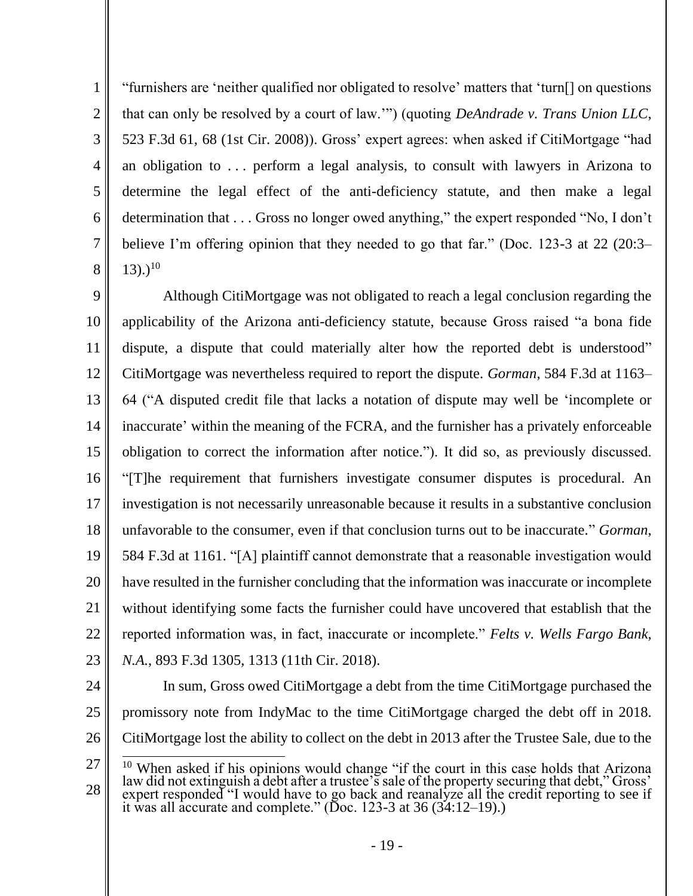"furnishers are 'neither qualified nor obligated to resolve' matters that 'turn[] on questions that can only be resolved by a court of law.'") (quoting *DeAndrade v. Trans Union LLC*, 523 F.3d 61, 68 (1st Cir. 2008)). Gross' expert agrees: when asked if CitiMortgage "had an obligation to . . . perform a legal analysis, to consult with lawyers in Arizona to determine the legal effect of the anti-deficiency statute, and then make a legal determination that . . . Gross no longer owed anything," the expert responded "No, I don't believe I'm offering opinion that they needed to go that far." (Doc. 123-3 at 22 (20:3–13).)[10]

Although CitiMortgage was not obligated to reach a legal conclusion regarding the applicability of the Arizona anti-deficiency statute, because Gross raised "a bona fide dispute, a dispute that could materially alter how the reported debt is understood" CitiMortgage was nevertheless required to report the dispute. *Gorman*, 584 F.3d at 1163–64 ("A disputed credit file that lacks a notation of dispute may well be 'incomplete or inaccurate' within the meaning of the FCRA, and the furnisher has a privately enforceable obligation to correct the information after notice."). It did so, as previously discussed. "[T]he requirement that furnishers investigate consumer disputes is procedural. An investigation is not necessarily unreasonable because it results in a substantive conclusion unfavorable to the consumer, even if that conclusion turns out to be inaccurate." *Gorman*, 584 F.3d at 1161. "[A] plaintiff cannot demonstrate that a reasonable investigation would have resulted in the furnisher concluding that the information was inaccurate or incomplete without identifying some facts the furnisher could have uncovered that establish that the reported information was, in fact, inaccurate or incomplete." *Felts v. Wells Fargo Bank, N.A.*, 893 F.3d 1305, 1313 (11th Cir. 2018).

In sum, Gross owed CitiMortgage a debt from the time CitiMortgage purchased the promissory note from IndyMac to the time CitiMortgage charged the debt off in 2018. CitiMortgage lost the ability to collect on the debt in 2013 after the Trustee Sale, due to the

---

[10] When asked if his opinions would change "if the court in this case holds that Arizona law did not extinguish a debt after a trustee's sale of the property securing that debt," Gross' expert responded "I would have to go back and reanalyze all the credit reporting to see if it was all accurate and complete." (Doc. 123-3 at 36 (34:12–19).)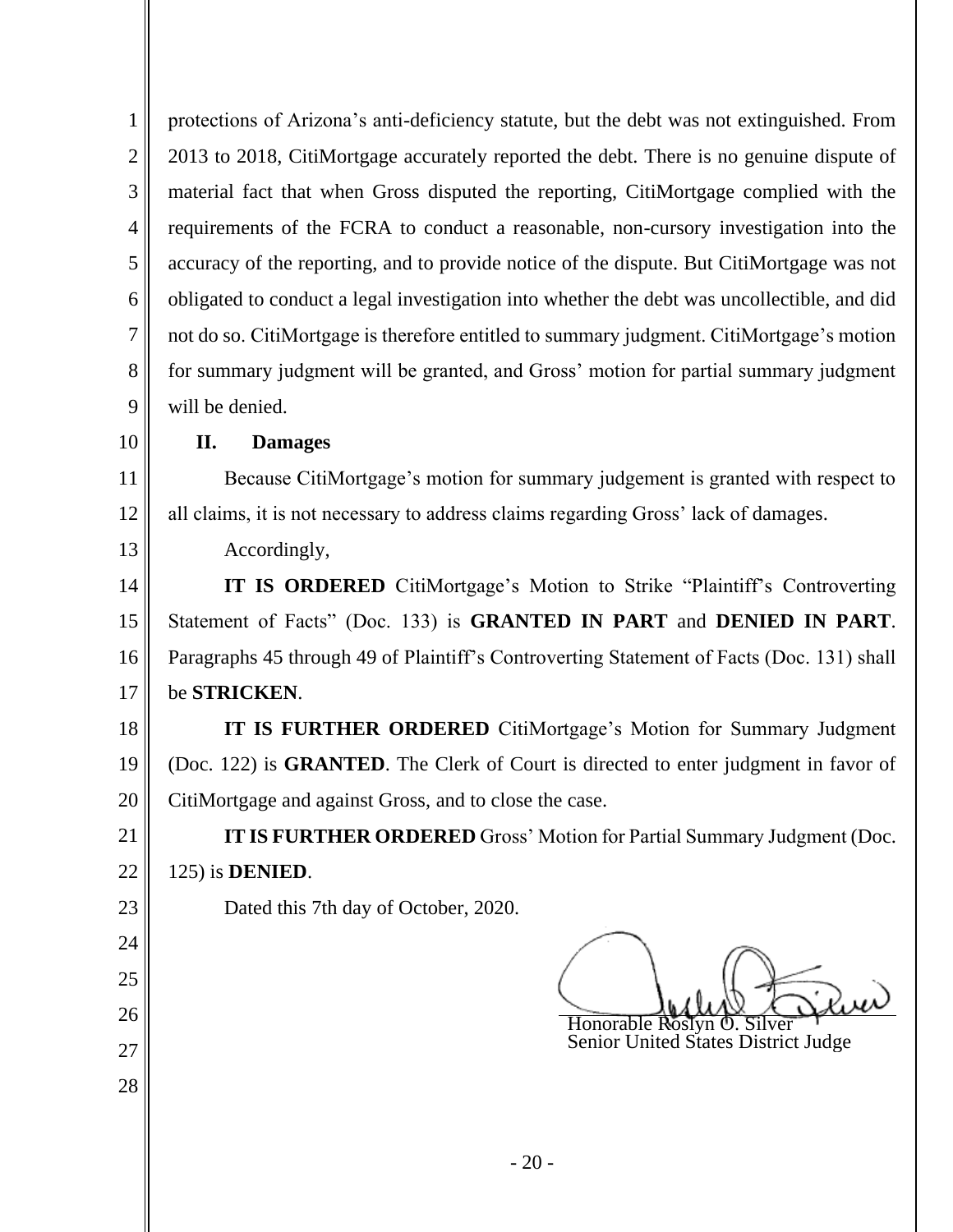protections of Arizona's anti-deficiency statute, but the debt was not extinguished. From 2013 to 2018, CitiMortgage accurately reported the debt. There is no genuine dispute of material fact that when Gross disputed the reporting, CitiMortgage complied with the requirements of the FCRA to conduct a reasonable, non-cursory investigation into the accuracy of the reporting, and to provide notice of the dispute. But CitiMortgage was not obligated to conduct a legal investigation into whether the debt was uncollectible, and did not do so. CitiMortgage is therefore entitled to summary judgment. CitiMortgage's motion for summary judgment will be granted, and Gross' motion for partial summary judgment will be denied.

## II. Damages

Because CitiMortgage's motion for summary judgement is granted with respect to all claims, it is not necessary to address claims regarding Gross' lack of damages.

Accordingly,

**IT IS ORDERED** CitiMortgage's Motion to Strike "Plaintiff's Controverting Statement of Facts" (Doc. 133) is **GRANTED IN PART** and **DENIED IN PART**. Paragraphs 45 through 49 of Plaintiff's Controverting Statement of Facts (Doc. 131) shall be **STRICKEN**.

**IT IS FURTHER ORDERED** CitiMortgage's Motion for Summary Judgment (Doc. 122) is **GRANTED**. The Clerk of Court is directed to enter judgment in favor of CitiMortgage and against Gross, and to close the case.

**IT IS FURTHER ORDERED** Gross' Motion for Partial Summary Judgment (Doc. 125) is **DENIED**.

Dated this 7th day of October, 2020.

Honorable Roslyn O. Silver
Senior United States District Judge